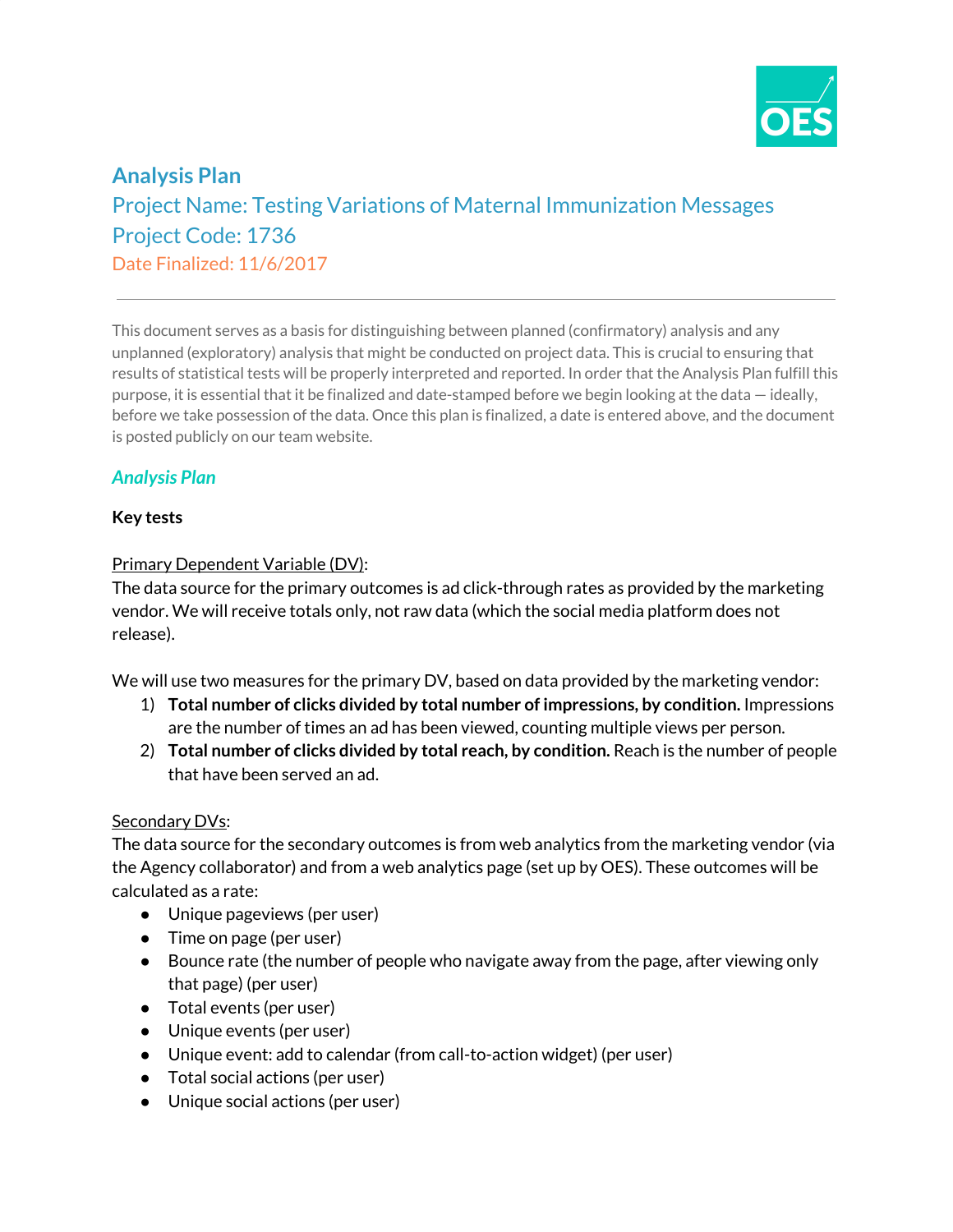# Analysis Plan

## Project Name: Testing Variations of Maternal Immunization Messages

## Project Code: 1736

Date Finalized: 11/6/2017

---

This document serves as a basis for distinguishing between planned (confirmatory) analysis and any unplanned (exploratory) analysis that might be conducted on project data. This is crucial to ensuring that results of statistical tests will be properly interpreted and reported. In order that the Analysis Plan fulfill this purpose, it is essential that it be finalized and date-stamped before we begin looking at the data — ideally, before we take possession of the data. Once this plan is finalized, a date is entered above, and the document is posted publicly on our team website.

### *Analysis Plan*

**Key tests**

Primary Dependent Variable (DV):

The data source for the primary outcomes is ad click-through rates as provided by the marketing vendor. We will receive totals only, not raw data (which the social media platform does not release).

We will use two measures for the primary DV, based on data provided by the marketing vendor:

1) **Total number of clicks divided by total number of impressions, by condition.** Impressions are the number of times an ad has been viewed, counting multiple views per person.
2) **Total number of clicks divided by total reach, by condition.** Reach is the number of people that have been served an ad.

Secondary DVs:

The data source for the secondary outcomes is from web analytics from the marketing vendor (via the Agency collaborator) and from a web analytics page (set up by OES). These outcomes will be calculated as a rate:

- Unique pageviews (per user)
- Time on page (per user)
- Bounce rate (the number of people who navigate away from the page, after viewing only that page) (per user)
- Total events (per user)
- Unique events (per user)
- Unique event: add to calendar (from call-to-action widget) (per user)
- Total social actions (per user)
- Unique social actions (per user)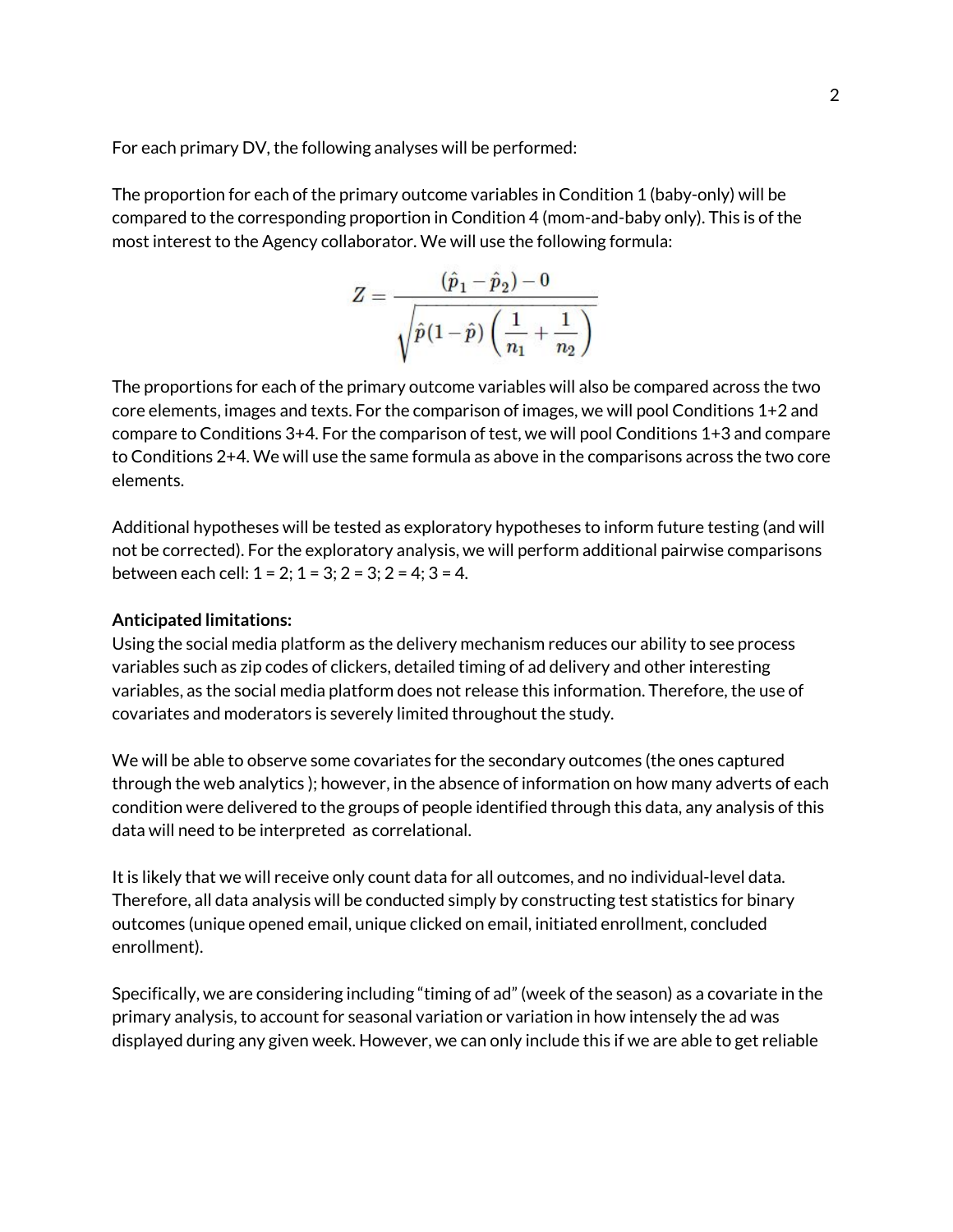For each primary DV, the following analyses will be performed:

The proportion for each of the primary outcome variables in Condition 1 (baby-only) will be compared to the corresponding proportion in Condition 4 (mom-and-baby only). This is of the most interest to the Agency collaborator. We will use the following formula:

$$Z = \frac{(\hat{p}_1 - \hat{p}_2) - 0}{\sqrt{\hat{p}(1-\hat{p})\left(\frac{1}{n_1} + \frac{1}{n_2}\right)}}$$

The proportions for each of the primary outcome variables will also be compared across the two core elements, images and texts. For the comparison of images, we will pool Conditions 1+2 and compare to Conditions 3+4. For the comparison of test, we will pool Conditions 1+3 and compare to Conditions 2+4. We will use the same formula as above in the comparisons across the two core elements.

Additional hypotheses will be tested as exploratory hypotheses to inform future testing (and will not be corrected). For the exploratory analysis, we will perform additional pairwise comparisons between each cell: 1 = 2; 1 = 3; 2 = 3; 2 = 4; 3 = 4.

**Anticipated limitations:**
Using the social media platform as the delivery mechanism reduces our ability to see process variables such as zip codes of clickers, detailed timing of ad delivery and other interesting variables, as the social media platform does not release this information. Therefore, the use of covariates and moderators is severely limited throughout the study.

We will be able to observe some covariates for the secondary outcomes (the ones captured through the web analytics ); however, in the absence of information on how many adverts of each condition were delivered to the groups of people identified through this data, any analysis of this data will need to be interpreted as correlational.

It is likely that we will receive only count data for all outcomes, and no individual-level data. Therefore, all data analysis will be conducted simply by constructing test statistics for binary outcomes (unique opened email, unique clicked on email, initiated enrollment, concluded enrollment).

Specifically, we are considering including "timing of ad" (week of the season) as a covariate in the primary analysis, to account for seasonal variation or variation in how intensely the ad was displayed during any given week. However, we can only include this if we are able to get reliable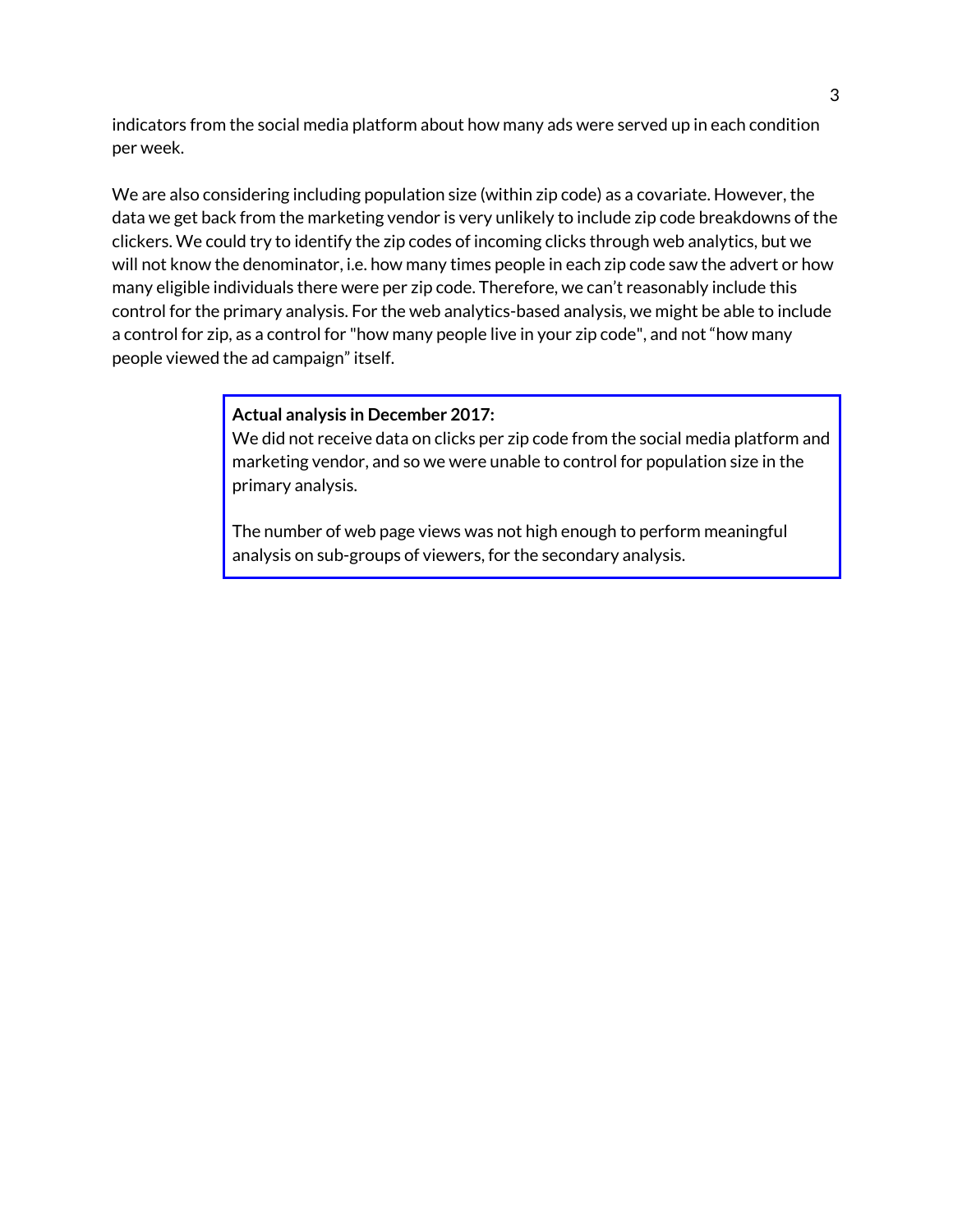indicators from the social media platform about how many ads were served up in each condition per week.

We are also considering including population size (within zip code) as a covariate. However, the data we get back from the marketing vendor is very unlikely to include zip code breakdowns of the clickers. We could try to identify the zip codes of incoming clicks through web analytics, but we will not know the denominator, i.e. how many times people in each zip code saw the advert or how many eligible individuals there were per zip code. Therefore, we can't reasonably include this control for the primary analysis. For the web analytics-based analysis, we might be able to include a control for zip, as a control for "how many people live in your zip code", and not "how many people viewed the ad campaign" itself.

> **Actual analysis in December 2017:**
> We did not receive data on clicks per zip code from the social media platform and marketing vendor, and so we were unable to control for population size in the primary analysis.
>
> The number of web page views was not high enough to perform meaningful analysis on sub-groups of viewers, for the secondary analysis.